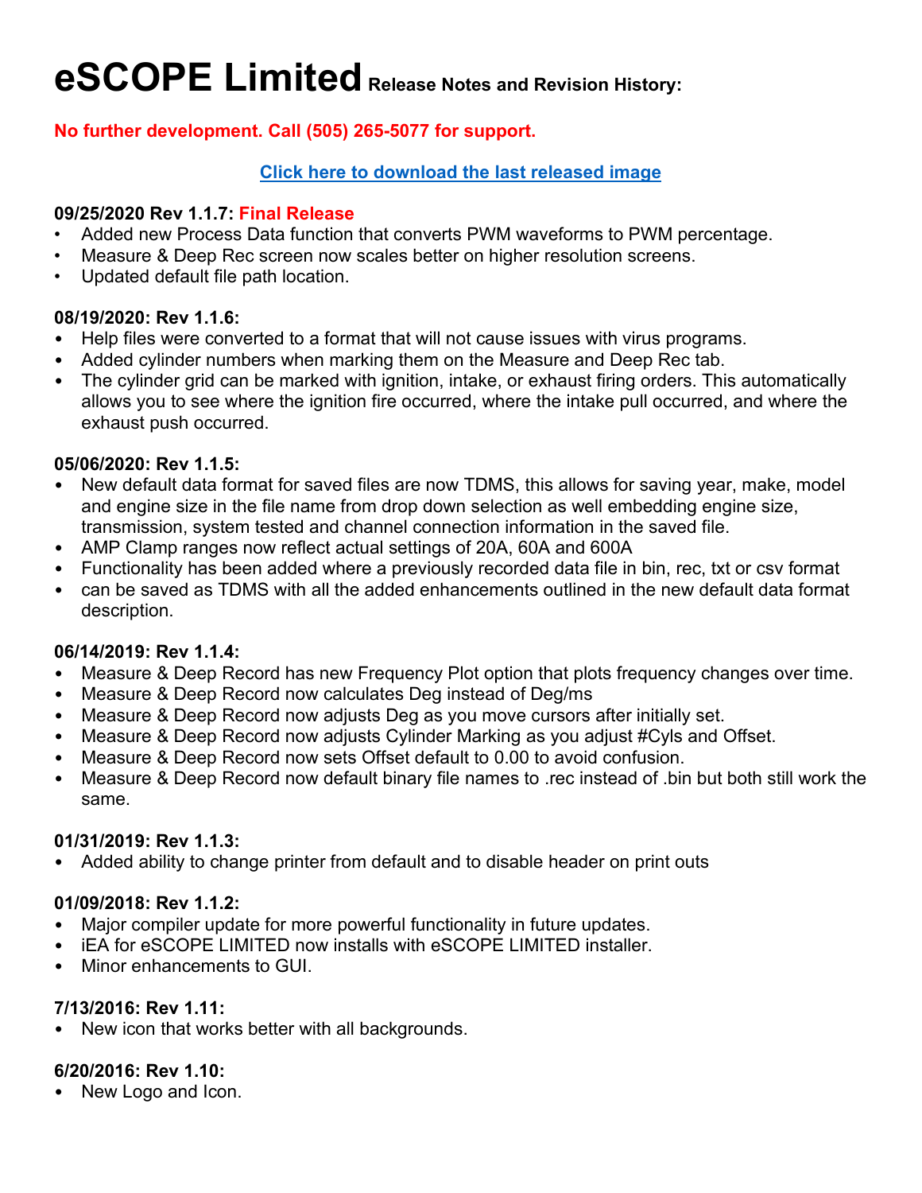# eSCOPE Limited Release Notes and Revision History:

**No further development. Call (505) 265-5077 for support.**

**Click here to download the last released image**

**09/25/2020 Rev 1.1.7: Final Release**

- Added new Process Data function that converts PWM waveforms to PWM percentage.
- Measure & Deep Rec screen now scales better on higher resolution screens.
- Updated default file path location.

**08/19/2020: Rev 1.1.6:**

- Help files were converted to a format that will not cause issues with virus programs.
- Added cylinder numbers when marking them on the Measure and Deep Rec tab.
- The cylinder grid can be marked with ignition, intake, or exhaust firing orders. This automatically allows you to see where the ignition fire occurred, where the intake pull occurred, and where the exhaust push occurred.

**05/06/2020: Rev 1.1.5:**

- New default data format for saved files are now TDMS, this allows for saving year, make, model and engine size in the file name from drop down selection as well embedding engine size, transmission, system tested and channel connection information in the saved file.
- AMP Clamp ranges now reflect actual settings of 20A, 60A and 600A
- Functionality has been added where a previously recorded data file in bin, rec, txt or csv format
- can be saved as TDMS with all the added enhancements outlined in the new default data format description.

**06/14/2019: Rev 1.1.4:**

- Measure & Deep Record has new Frequency Plot option that plots frequency changes over time.
- Measure & Deep Record now calculates Deg instead of Deg/ms
- Measure & Deep Record now adjusts Deg as you move cursors after initially set.
- Measure & Deep Record now adjusts Cylinder Marking as you adjust #Cyls and Offset.
- Measure & Deep Record now sets Offset default to 0.00 to avoid confusion.
- Measure & Deep Record now default binary file names to .rec instead of .bin but both still work the same.

**01/31/2019: Rev 1.1.3:**

- Added ability to change printer from default and to disable header on print outs

**01/09/2018: Rev 1.1.2:**

- Major compiler update for more powerful functionality in future updates.
- iEA for eSCOPE LIMITED now installs with eSCOPE LIMITED installer.
- Minor enhancements to GUI.

**7/13/2016: Rev 1.11:**

- New icon that works better with all backgrounds.

**6/20/2016: Rev 1.10:**

- New Logo and Icon.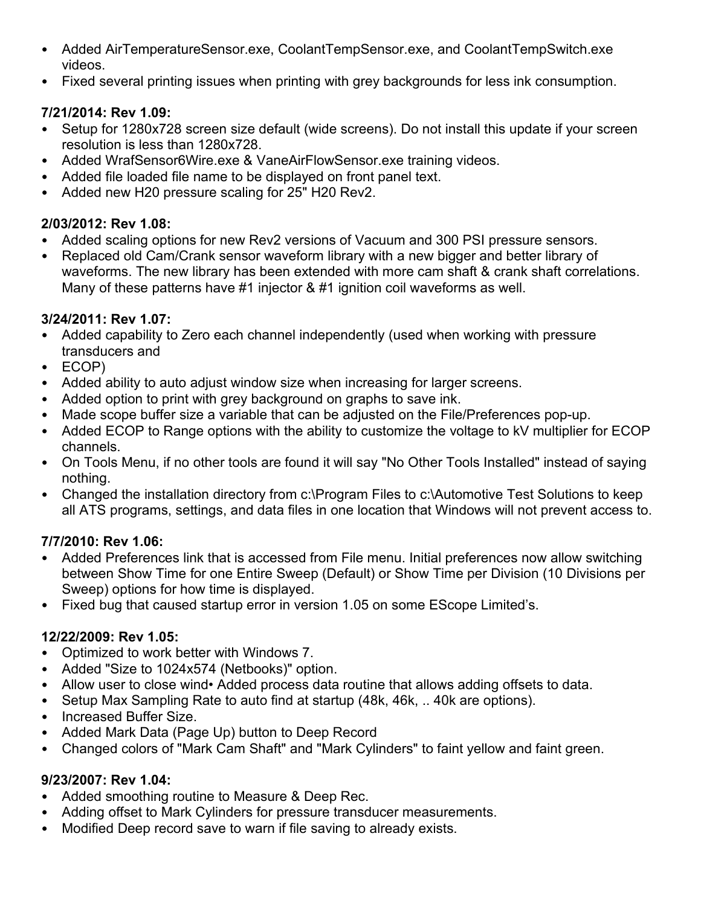- Added AirTemperatureSensor.exe, CoolantTempSensor.exe, and CoolantTempSwitch.exe videos.
- Fixed several printing issues when printing with grey backgrounds for less ink consumption.

**7/21/2014: Rev 1.09:**

- Setup for 1280x728 screen size default (wide screens). Do not install this update if your screen resolution is less than 1280x728.
- Added WrafSensor6Wire.exe & VaneAirFlowSensor.exe training videos.
- Added file loaded file name to be displayed on front panel text.
- Added new H20 pressure scaling for 25" H20 Rev2.

**2/03/2012: Rev 1.08:**

- Added scaling options for new Rev2 versions of Vacuum and 300 PSI pressure sensors.
- Replaced old Cam/Crank sensor waveform library with a new bigger and better library of waveforms. The new library has been extended with more cam shaft & crank shaft correlations. Many of these patterns have #1 injector & #1 ignition coil waveforms as well.

**3/24/2011: Rev 1.07:**

- Added capability to Zero each channel independently (used when working with pressure transducers and
- ECOP)
- Added ability to auto adjust window size when increasing for larger screens.
- Added option to print with grey background on graphs to save ink.
- Made scope buffer size a variable that can be adjusted on the File/Preferences pop-up.
- Added ECOP to Range options with the ability to customize the voltage to kV multiplier for ECOP channels.
- On Tools Menu, if no other tools are found it will say "No Other Tools Installed" instead of saying nothing.
- Changed the installation directory from c:\Program Files to c:\Automotive Test Solutions to keep all ATS programs, settings, and data files in one location that Windows will not prevent access to.

**7/7/2010: Rev 1.06:**

- Added Preferences link that is accessed from File menu. Initial preferences now allow switching between Show Time for one Entire Sweep (Default) or Show Time per Division (10 Divisions per Sweep) options for how time is displayed.
- Fixed bug that caused startup error in version 1.05 on some EScope Limited's.

**12/22/2009: Rev 1.05:**

- Optimized to work better with Windows 7.
- Added "Size to 1024x574 (Netbooks)" option.
- Allow user to close wind• Added process data routine that allows adding offsets to data.
- Setup Max Sampling Rate to auto find at startup (48k, 46k, .. 40k are options).
- Increased Buffer Size.
- Added Mark Data (Page Up) button to Deep Record
- Changed colors of "Mark Cam Shaft" and "Mark Cylinders" to faint yellow and faint green.

**9/23/2007: Rev 1.04:**

- Added smoothing routine to Measure & Deep Rec.
- Adding offset to Mark Cylinders for pressure transducer measurements.
- Modified Deep record save to warn if file saving to already exists.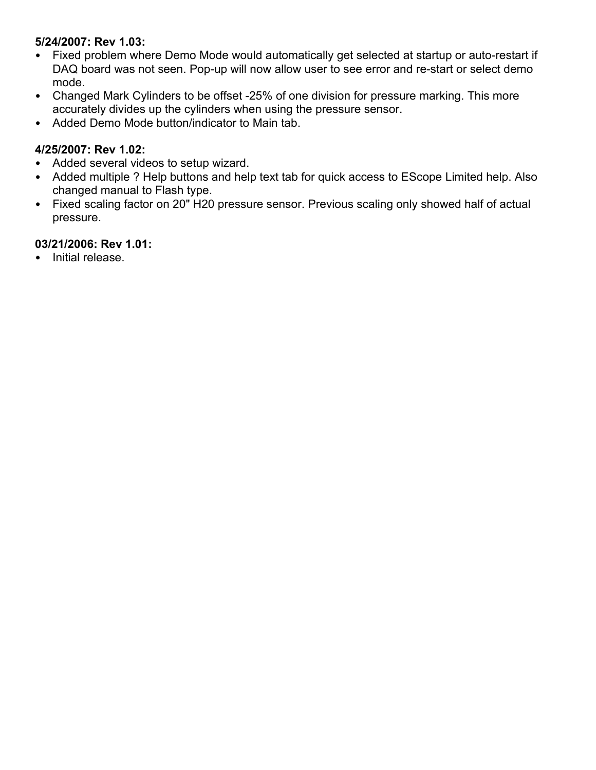**5/24/2007: Rev 1.03:**

- Fixed problem where Demo Mode would automatically get selected at startup or auto-restart if DAQ board was not seen. Pop-up will now allow user to see error and re-start or select demo mode.
- Changed Mark Cylinders to be offset -25% of one division for pressure marking. This more accurately divides up the cylinders when using the pressure sensor.
- Added Demo Mode button/indicator to Main tab.

**4/25/2007: Rev 1.02:**

- Added several videos to setup wizard.
- Added multiple ? Help buttons and help text tab for quick access to EScope Limited help. Also changed manual to Flash type.
- Fixed scaling factor on 20" H20 pressure sensor. Previous scaling only showed half of actual pressure.

**03/21/2006: Rev 1.01:**

- Initial release.